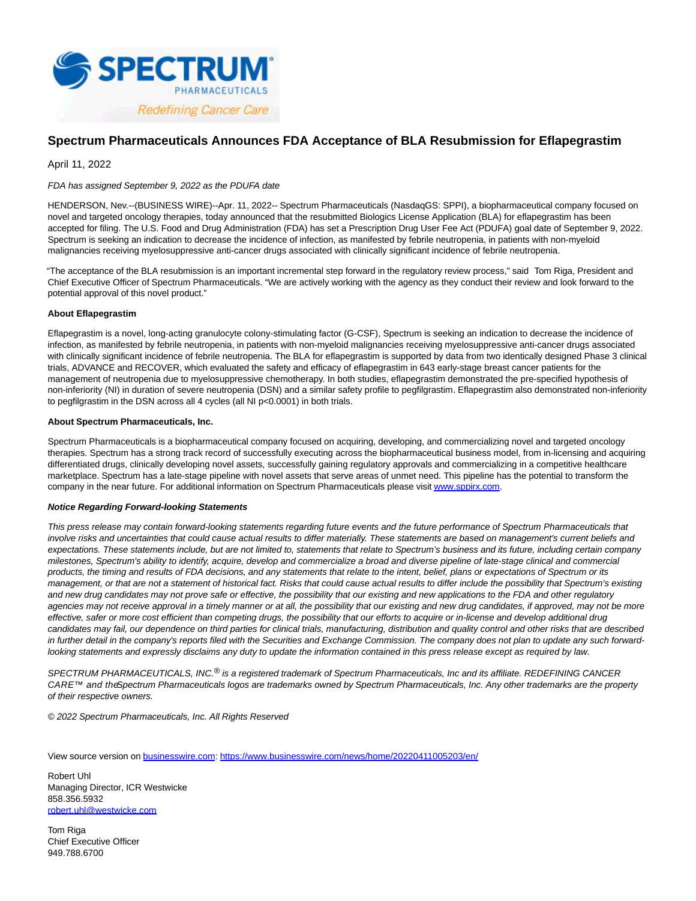# Spectrum Pharmaceuticals Announces FDA Acceptance of BLA Resubmission for Eflapegrastim

April 11, 2022

*FDA has assigned September 9, 2022 as the PDUFA date*

HENDERSON, Nev.--(BUSINESS WIRE)--Apr. 11, 2022-- Spectrum Pharmaceuticals (NasdaqGS: SPPI), a biopharmaceutical company focused on novel and targeted oncology therapies, today announced that the resubmitted Biologics License Application (BLA) for eflapegrastim has been accepted for filing. The U.S. Food and Drug Administration (FDA) has set a Prescription Drug User Fee Act (PDUFA) goal date of September 9, 2022. Spectrum is seeking an indication to decrease the incidence of infection, as manifested by febrile neutropenia, in patients with non-myeloid malignancies receiving myelosuppressive anti-cancer drugs associated with clinically significant incidence of febrile neutropenia.

"The acceptance of the BLA resubmission is an important incremental step forward in the regulatory review process," said Tom Riga, President and Chief Executive Officer of Spectrum Pharmaceuticals. "We are actively working with the agency as they conduct their review and look forward to the potential approval of this novel product."

**About Eflapegrastim**

Eflapegrastim is a novel, long-acting granulocyte colony-stimulating factor (G-CSF), Spectrum is seeking an indication to decrease the incidence of infection, as manifested by febrile neutropenia, in patients with non-myeloid malignancies receiving myelosuppressive anti-cancer drugs associated with clinically significant incidence of febrile neutropenia. The BLA for eflapegrastim is supported by data from two identically designed Phase 3 clinical trials, ADVANCE and RECOVER, which evaluated the safety and efficacy of eflapegrastim in 643 early-stage breast cancer patients for the management of neutropenia due to myelosuppressive chemotherapy. In both studies, eflapegrastim demonstrated the pre-specified hypothesis of non-inferiority (NI) in duration of severe neutropenia (DSN) and a similar safety profile to pegfilgrastim. Eflapegrastim also demonstrated non-inferiority to pegfilgrastim in the DSN across all 4 cycles (all NI $p<0.0001$) in both trials.

**About Spectrum Pharmaceuticals, Inc.**

Spectrum Pharmaceuticals is a biopharmaceutical company focused on acquiring, developing, and commercializing novel and targeted oncology therapies. Spectrum has a strong track record of successfully executing across the biopharmaceutical business model, from in-licensing and acquiring differentiated drugs, clinically developing novel assets, successfully gaining regulatory approvals and commercializing in a competitive healthcare marketplace. Spectrum has a late-stage pipeline with novel assets that serve areas of unmet need. This pipeline has the potential to transform the company in the near future. For additional information on Spectrum Pharmaceuticals please visit www.sppirx.com.

***Notice Regarding Forward-looking Statements***

*This press release may contain forward-looking statements regarding future events and the future performance of Spectrum Pharmaceuticals that involve risks and uncertainties that could cause actual results to differ materially. These statements are based on management's current beliefs and expectations. These statements include, but are not limited to, statements that relate to Spectrum's business and its future, including certain company milestones, Spectrum's ability to identify, acquire, develop and commercialize a broad and diverse pipeline of late-stage clinical and commercial products, the timing and results of FDA decisions, and any statements that relate to the intent, belief, plans or expectations of Spectrum or its management, or that are not a statement of historical fact. Risks that could cause actual results to differ include the possibility that Spectrum's existing and new drug candidates may not prove safe or effective, the possibility that our existing and new applications to the FDA and other regulatory agencies may not receive approval in a timely manner or at all, the possibility that our existing and new drug candidates, if approved, may not be more effective, safer or more cost efficient than competing drugs, the possibility that our efforts to acquire or in-license and develop additional drug candidates may fail, our dependence on third parties for clinical trials, manufacturing, distribution and quality control and other risks that are described in further detail in the company's reports filed with the Securities and Exchange Commission. The company does not plan to update any such forward-looking statements and expressly disclaims any duty to update the information contained in this press release except as required by law.*

*SPECTRUM PHARMACEUTICALS, INC.® is a registered trademark of Spectrum Pharmaceuticals, Inc and its affiliate. REDEFINING CANCER CARE™ and the Spectrum Pharmaceuticals logos are trademarks owned by Spectrum Pharmaceuticals, Inc. Any other trademarks are the property of their respective owners.*

*© 2022 Spectrum Pharmaceuticals, Inc. All Rights Reserved*

View source version on businesswire.com: https://www.businesswire.com/news/home/20220411005203/en/

Robert Uhl
Managing Director, ICR Westwicke
858.356.5932
robert.uhl@westwicke.com

Tom Riga
Chief Executive Officer
949.788.6700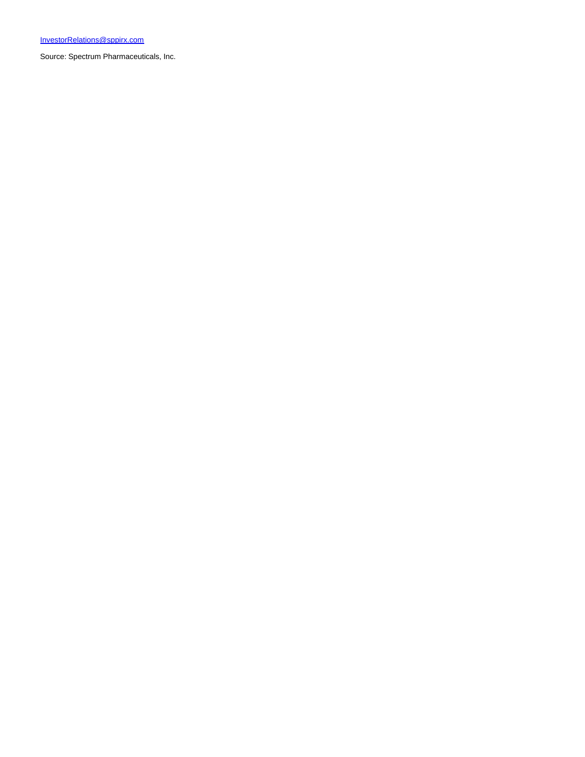InvestorRelations@sppirx.com

Source: Spectrum Pharmaceuticals, Inc.